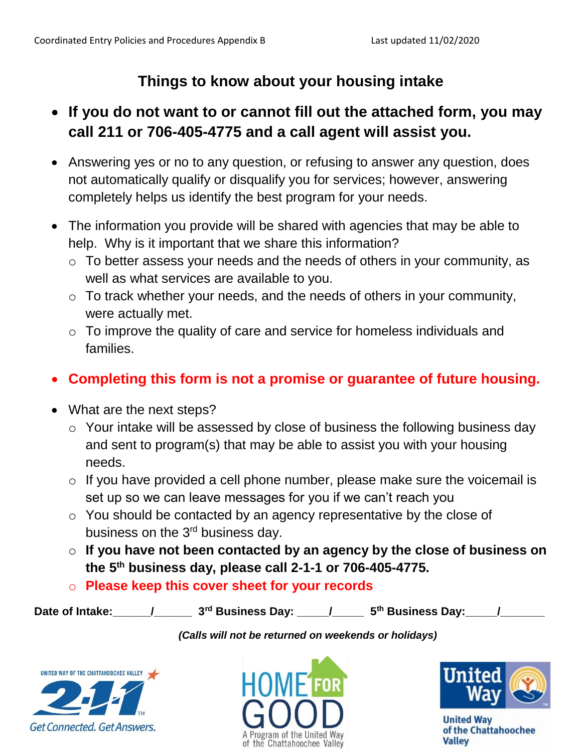# Things to know about your housing intake

- **If you do not want to or cannot fill out the attached form, you may call 211 or 706-405-4775 and a call agent will assist you.**
- Answering yes or no to any question, or refusing to answer any question, does not automatically qualify or disqualify you for services; however, answering completely helps us identify the best program for your needs.
- The information you provide will be shared with agencies that may be able to help. Why is it important that we share this information?
  - To better assess your needs and the needs of others in your community, as well as what services are available to you.
  - To track whether your needs, and the needs of others in your community, were actually met.
  - To improve the quality of care and service for homeless individuals and families.
- **Completing this form is not a promise or guarantee of future housing.**
- What are the next steps?
  - Your intake will be assessed by close of business the following business day and sent to program(s) that may be able to assist you with your housing needs.
  - If you have provided a cell phone number, please make sure the voicemail is set up so we can leave messages for you if we can't reach you
  - You should be contacted by an agency representative by the close of business on the 3rd business day.
  - **If you have not been contacted by an agency by the close of business on the 5th business day, please call 2-1-1 or 706-405-4775.**
  - **Please keep this cover sheet for your records**

**Date of Intake:______/______ 3rd Business Day: _____/_____ 5th Business Day:_____/_______**

***(Calls will not be returned on weekends or holidays)***

UNITED WAY OF THE CHATTAHOOCHEE VALLEY 2-1-1 Get Connected. Get Answers.

HOME FOR GOOD A Program of the United Way of the Chattahoochee Valley

United Way of the Chattahoochee Valley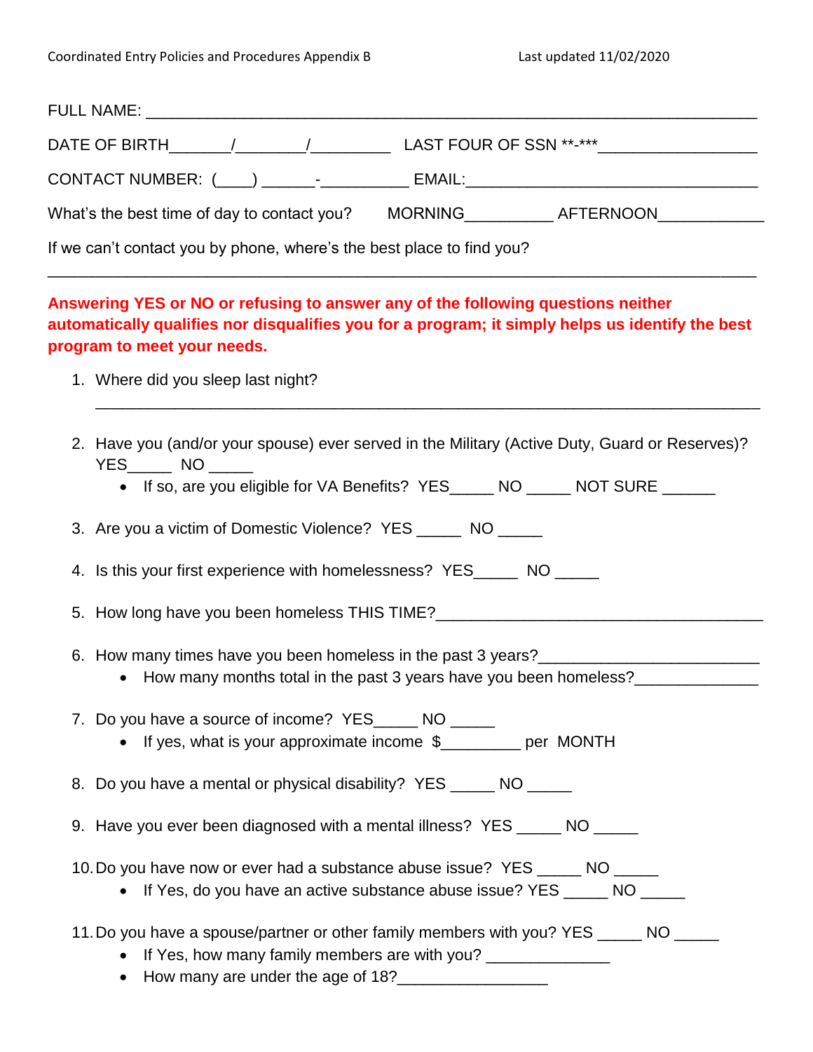FULL NAME: ___________________________________________________________________

DATE OF BIRTH_______/________/_________ LAST FOUR OF SSN **-***_________________

CONTACT NUMBER: (____) ______-__________ EMAIL:_________________________________

What's the best time of day to contact you? MORNING__________ AFTERNOON____________

If we can't contact you by phone, where's the best place to find you?

_____________________________________________________________________________

**Answering YES or NO or refusing to answer any of the following questions neither automatically qualifies nor disqualifies you for a program; it simply helps us identify the best program to meet your needs.**

1. Where did you sleep last night?

   _________________________________________________________________________

2. Have you (and/or your spouse) ever served in the Military (Active Duty, Guard or Reserves)? YES_____ NO _____
   - If so, are you eligible for VA Benefits? YES_____ NO _____ NOT SURE ______

3. Are you a victim of Domestic Violence? YES _____ NO _____

4. Is this your first experience with homelessness? YES_____ NO _____

5. How long have you been homeless THIS TIME?_____________________________________

6. How many times have you been homeless in the past 3 years?________________________
   - How many months total in the past 3 years have you been homeless?_____________

7. Do you have a source of income? YES_____ NO _____
   - If yes, what is your approximate income $_________ per MONTH

8. Do you have a mental or physical disability? YES _____ NO _____

9. Have you ever been diagnosed with a mental illness? YES _____ NO _____

10. Do you have now or ever had a substance abuse issue? YES _____ NO _____
    - If Yes, do you have an active substance abuse issue? YES _____ NO _____

11. Do you have a spouse/partner or other family members with you? YES _____ NO _____
    - If Yes, how many family members are with you? ______________
    - How many are under the age of 18?_________________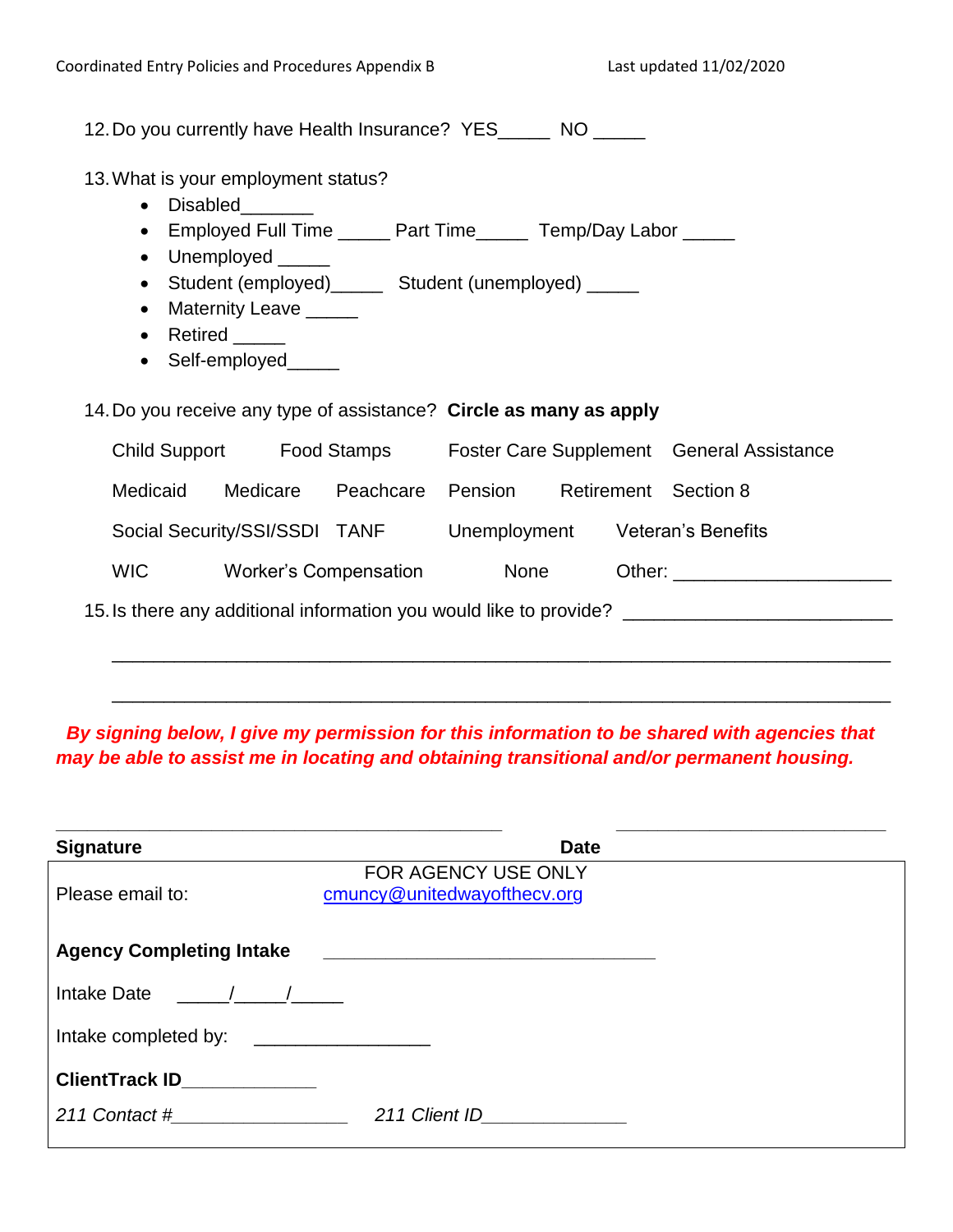12. Do you currently have Health Insurance? YES_____ NO _____

13. What is your employment status?
    - Disabled_______
    - Employed Full Time _____ Part Time_____ Temp/Day Labor _____
    - Unemployed _____
    - Student (employed)_____ Student (unemployed) _____
    - Maternity Leave _____
    - Retired _____
    - Self-employed_____

14. Do you receive any type of assistance? **Circle as many as apply**

| | | | |
|---|---|---|---|
| Child Support | Food Stamps | Foster Care Supplement | General Assistance |
| Medicaid | Medicare | Peachcare | Pension |
| Retirement | Section 8 | Social Security/SSI/SSDI | TANF |
| Unemployment | Veteran's Benefits | WIC | Worker's Compensation |
| None | Other: ____________________ | | |

15. Is there any additional information you would like to provide? _________________________

_________________________________________________________________________

_________________________________________________________________________

***By signing below, I give my permission for this information to be shared with agencies that may be able to assist me in locating and obtaining transitional and/or permanent housing.***

_________________________________________ __________________________

**Signature** **Date**

FOR AGENCY USE ONLY

Please email to: cmuncy@unitedwayofthecv.org

**Agency Completing Intake** ________________________________

Intake Date _____/_____/_____

Intake completed by: _________________

**ClientTrack ID**_____________

*211 Contact #*_________________ *211 Client ID*______________